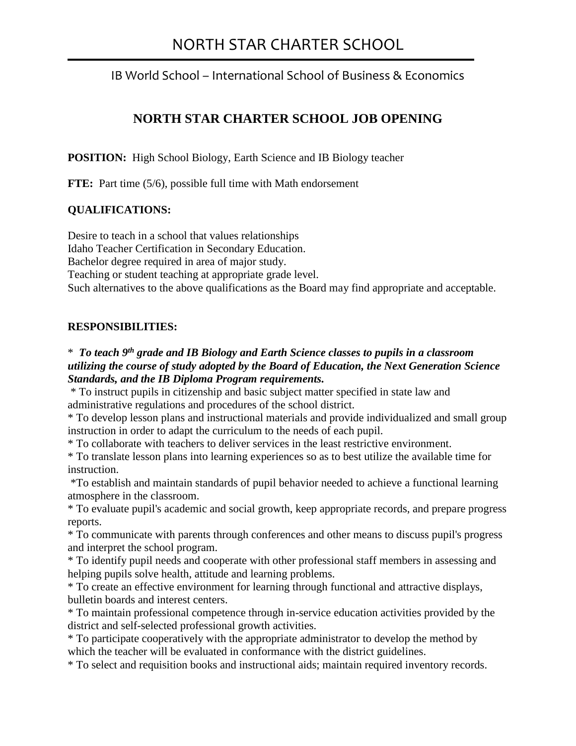# NORTH STAR CHARTER SCHOOL

IB World School – International School of Business & Economics

## NORTH STAR CHARTER SCHOOL JOB OPENING

**POSITION:** High School Biology, Earth Science and IB Biology teacher

**FTE:** Part time (5/6), possible full time with Math endorsement

**QUALIFICATIONS:**

Desire to teach in a school that values relationships
Idaho Teacher Certification in Secondary Education.
Bachelor degree required in area of major study.
Teaching or student teaching at appropriate grade level.
Such alternatives to the above qualifications as the Board may find appropriate and acceptable.

**RESPONSIBILITIES:**

\* ***To teach 9th grade and IB Biology and Earth Science classes to pupils in a classroom utilizing the course of study adopted by the Board of Education, the Next Generation Science Standards, and the IB Diploma Program requirements.***
\* To instruct pupils in citizenship and basic subject matter specified in state law and administrative regulations and procedures of the school district.
\* To develop lesson plans and instructional materials and provide individualized and small group instruction in order to adapt the curriculum to the needs of each pupil.
\* To collaborate with teachers to deliver services in the least restrictive environment.
\* To translate lesson plans into learning experiences so as to best utilize the available time for instruction.
\*To establish and maintain standards of pupil behavior needed to achieve a functional learning atmosphere in the classroom.
\* To evaluate pupil's academic and social growth, keep appropriate records, and prepare progress reports.
\* To communicate with parents through conferences and other means to discuss pupil's progress and interpret the school program.
\* To identify pupil needs and cooperate with other professional staff members in assessing and helping pupils solve health, attitude and learning problems.
\* To create an effective environment for learning through functional and attractive displays, bulletin boards and interest centers.
\* To maintain professional competence through in-service education activities provided by the district and self-selected professional growth activities.
\* To participate cooperatively with the appropriate administrator to develop the method by which the teacher will be evaluated in conformance with the district guidelines.
\* To select and requisition books and instructional aids; maintain required inventory records.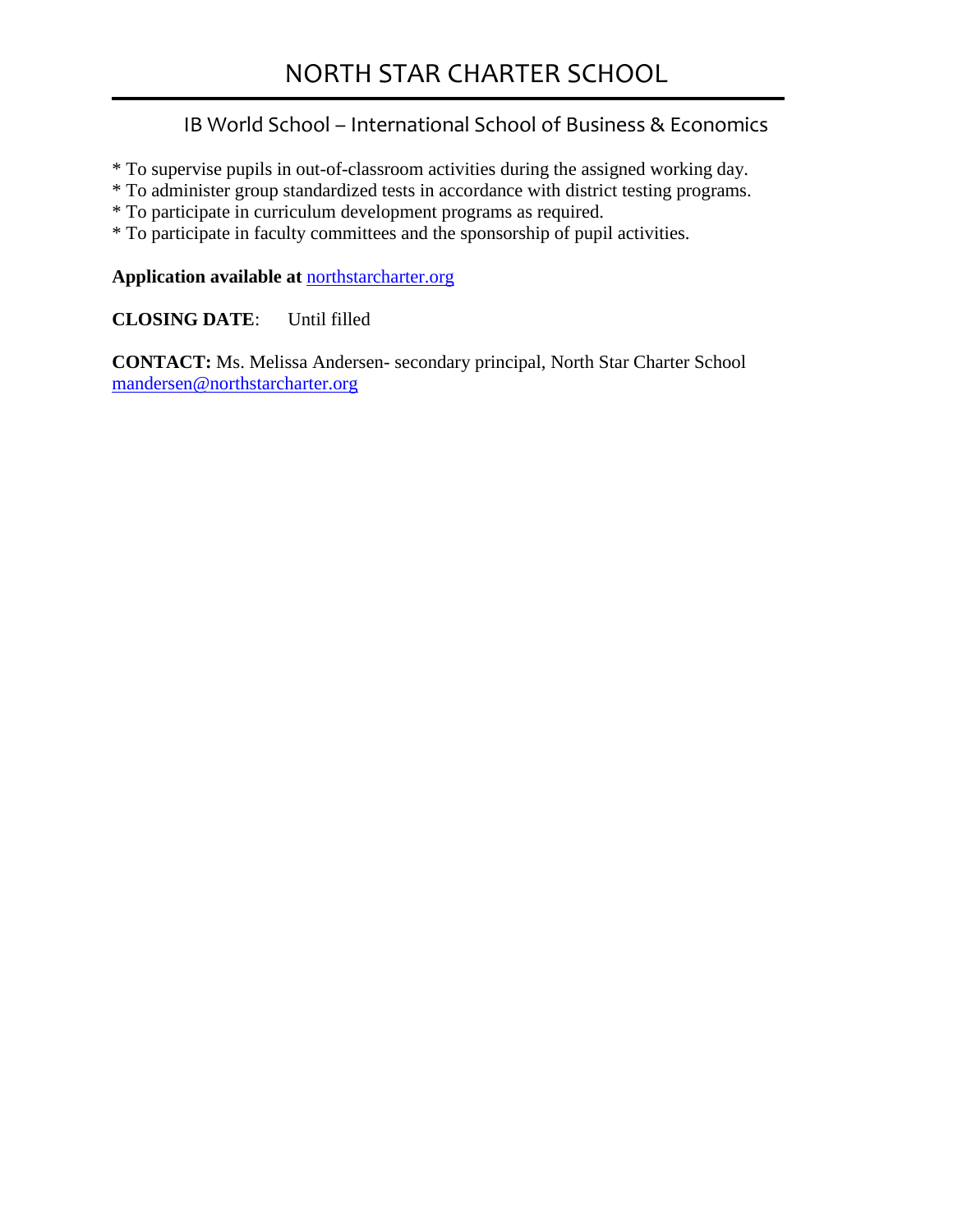# NORTH STAR CHARTER SCHOOL

IB World School – International School of Business & Economics

* To supervise pupils in out-of-classroom activities during the assigned working day.
* To administer group standardized tests in accordance with district testing programs.
* To participate in curriculum development programs as required.
* To participate in faculty committees and the sponsorship of pupil activities.

**Application available at** northstarcharter.org

**CLOSING DATE**: Until filled

**CONTACT:** Ms. Melissa Andersen- secondary principal, North Star Charter School
mandersen@northstarcharter.org